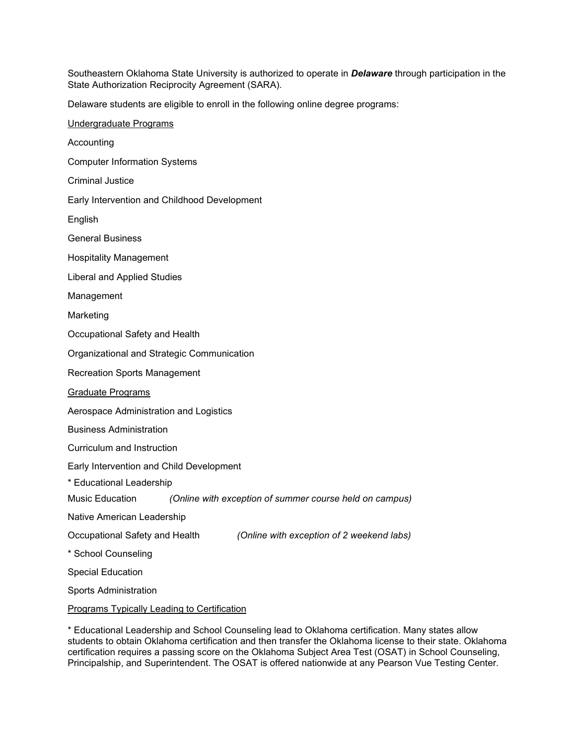Southeastern Oklahoma State University is authorized to operate in ***Delaware*** through participation in the State Authorization Reciprocity Agreement (SARA).

Delaware students are eligible to enroll in the following online degree programs:

<u>Undergraduate Programs</u>

Accounting

Computer Information Systems

Criminal Justice

Early Intervention and Childhood Development

English

General Business

Hospitality Management

Liberal and Applied Studies

Management

Marketing

Occupational Safety and Health

Organizational and Strategic Communication

Recreation Sports Management

<u>Graduate Programs</u>

Aerospace Administration and Logistics

Business Administration

Curriculum and Instruction

Early Intervention and Child Development

* Educational Leadership

Music Education *(Online with exception of summer course held on campus)*

Native American Leadership

Occupational Safety and Health *(Online with exception of 2 weekend labs)*

* School Counseling

Special Education

Sports Administration

<u>Programs Typically Leading to Certification</u>

* Educational Leadership and School Counseling lead to Oklahoma certification. Many states allow students to obtain Oklahoma certification and then transfer the Oklahoma license to their state. Oklahoma certification requires a passing score on the Oklahoma Subject Area Test (OSAT) in School Counseling, Principalship, and Superintendent. The OSAT is offered nationwide at any Pearson Vue Testing Center.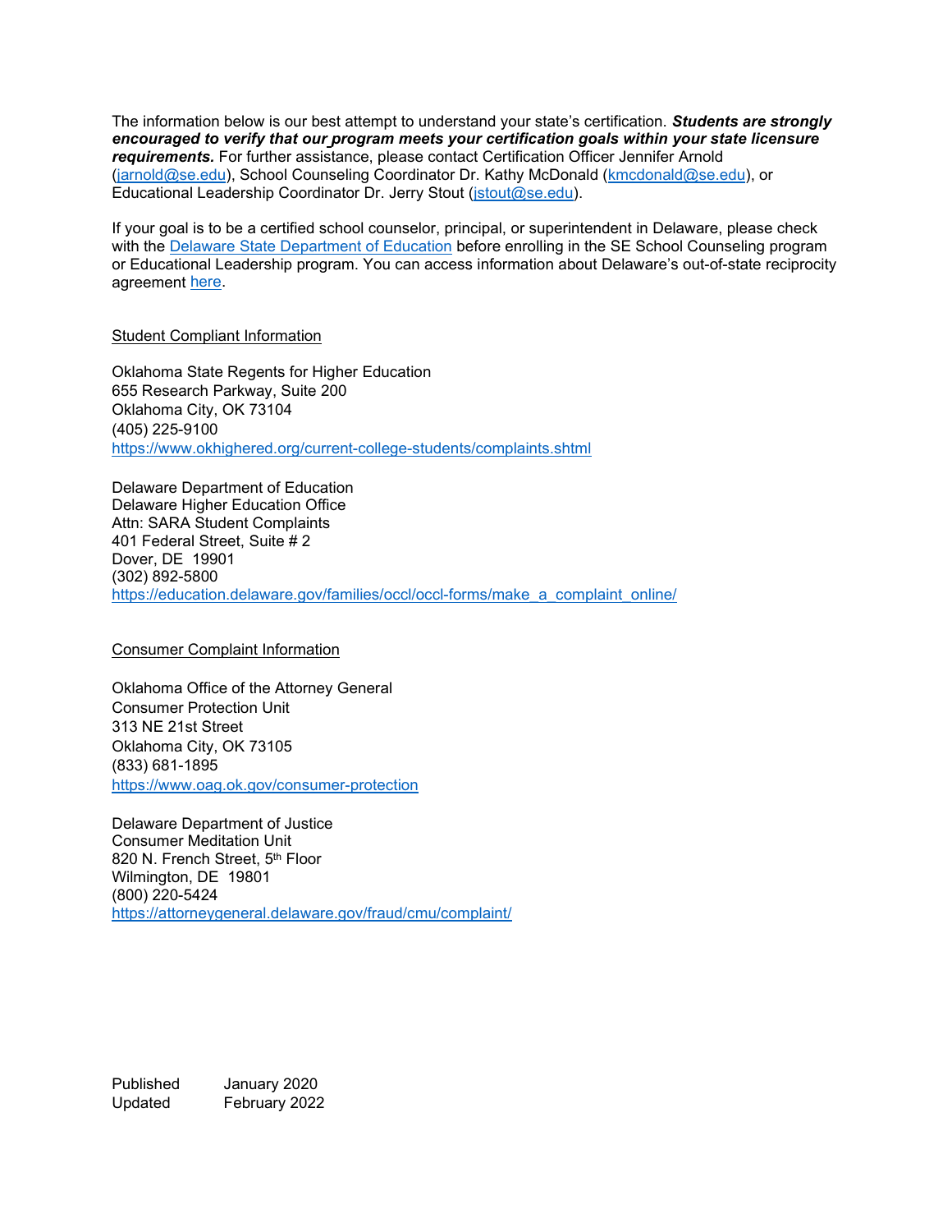The information below is our best attempt to understand your state's certification. ***Students are strongly encouraged to verify that our program meets your certification goals within your state licensure requirements.*** For further assistance, please contact Certification Officer Jennifer Arnold (jarnold@se.edu), School Counseling Coordinator Dr. Kathy McDonald (kmcdonald@se.edu), or Educational Leadership Coordinator Dr. Jerry Stout (jstout@se.edu).

If your goal is to be a certified school counselor, principal, or superintendent in Delaware, please check with the Delaware State Department of Education before enrolling in the SE School Counseling program or Educational Leadership program. You can access information about Delaware's out-of-state reciprocity agreement here.

Student Compliant Information

Oklahoma State Regents for Higher Education
655 Research Parkway, Suite 200
Oklahoma City, OK 73104
(405) 225-9100
https://www.okhighered.org/current-college-students/complaints.shtml

Delaware Department of Education
Delaware Higher Education Office
Attn: SARA Student Complaints
401 Federal Street, Suite # 2
Dover, DE 19901
(302) 892-5800
https://education.delaware.gov/families/occl/occl-forms/make_a_complaint_online/

Consumer Complaint Information

Oklahoma Office of the Attorney General
Consumer Protection Unit
313 NE 21st Street
Oklahoma City, OK 73105
(833) 681-1895
https://www.oag.ok.gov/consumer-protection

Delaware Department of Justice
Consumer Meditation Unit
820 N. French Street, 5th Floor
Wilmington, DE 19801
(800) 220-5424
https://attorneygeneral.delaware.gov/fraud/cmu/complaint/

Published January 2020
Updated February 2022